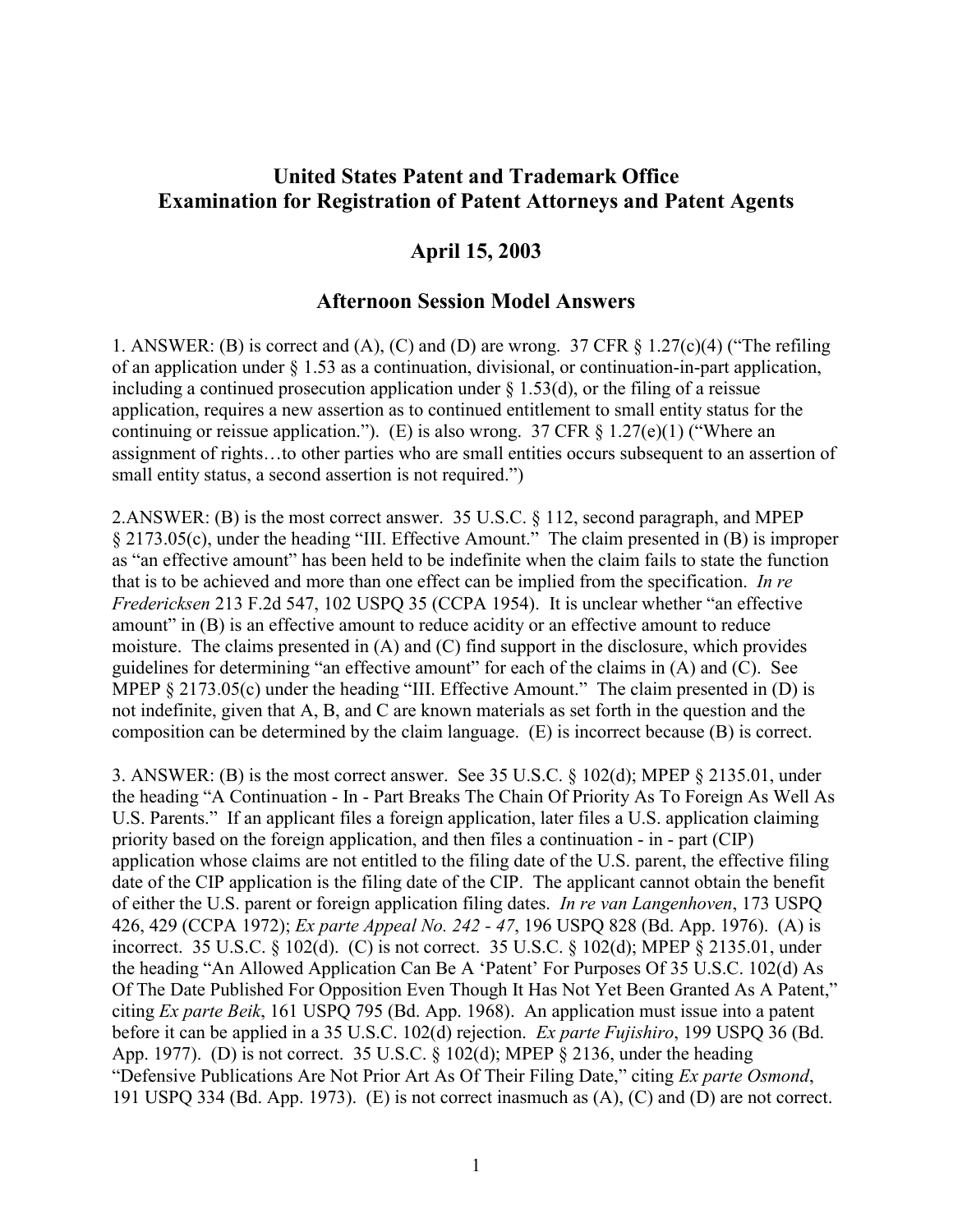# United States Patent and Trademark Office
# Examination for Registration of Patent Attorneys and Patent Agents

## April 15, 2003

## Afternoon Session Model Answers

1. ANSWER: (B) is correct and (A), (C) and (D) are wrong. 37 CFR § 1.27(c)(4) ("The refiling of an application under § 1.53 as a continuation, divisional, or continuation-in-part application, including a continued prosecution application under § 1.53(d), or the filing of a reissue application, requires a new assertion as to continued entitlement to small entity status for the continuing or reissue application."). (E) is also wrong. 37 CFR § 1.27(e)(1) ("Where an assignment of rights…to other parties who are small entities occurs subsequent to an assertion of small entity status, a second assertion is not required.")

2.ANSWER: (B) is the most correct answer. 35 U.S.C. § 112, second paragraph, and MPEP § 2173.05(c), under the heading "III. Effective Amount." The claim presented in (B) is improper as "an effective amount" has been held to be indefinite when the claim fails to state the function that is to be achieved and more than one effect can be implied from the specification. *In re Fredericksen* 213 F.2d 547, 102 USPQ 35 (CCPA 1954). It is unclear whether "an effective amount" in (B) is an effective amount to reduce acidity or an effective amount to reduce moisture. The claims presented in (A) and (C) find support in the disclosure, which provides guidelines for determining "an effective amount" for each of the claims in (A) and (C). See MPEP § 2173.05(c) under the heading "III. Effective Amount." The claim presented in (D) is not indefinite, given that A, B, and C are known materials as set forth in the question and the composition can be determined by the claim language. (E) is incorrect because (B) is correct.

3. ANSWER: (B) is the most correct answer. See 35 U.S.C. § 102(d); MPEP § 2135.01, under the heading "A Continuation - In - Part Breaks The Chain Of Priority As To Foreign As Well As U.S. Parents." If an applicant files a foreign application, later files a U.S. application claiming priority based on the foreign application, and then files a continuation - in - part (CIP) application whose claims are not entitled to the filing date of the U.S. parent, the effective filing date of the CIP application is the filing date of the CIP. The applicant cannot obtain the benefit of either the U.S. parent or foreign application filing dates. *In re van Langenhoven*, 173 USPQ 426, 429 (CCPA 1972); *Ex parte Appeal No. 242 - 47*, 196 USPQ 828 (Bd. App. 1976). (A) is incorrect. 35 U.S.C. § 102(d). (C) is not correct. 35 U.S.C. § 102(d); MPEP § 2135.01, under the heading "An Allowed Application Can Be A 'Patent' For Purposes Of 35 U.S.C. 102(d) As Of The Date Published For Opposition Even Though It Has Not Yet Been Granted As A Patent," citing *Ex parte Beik*, 161 USPQ 795 (Bd. App. 1968). An application must issue into a patent before it can be applied in a 35 U.S.C. 102(d) rejection. *Ex parte Fujishiro*, 199 USPQ 36 (Bd. App. 1977). (D) is not correct. 35 U.S.C. § 102(d); MPEP § 2136, under the heading "Defensive Publications Are Not Prior Art As Of Their Filing Date," citing *Ex parte Osmond*, 191 USPQ 334 (Bd. App. 1973). (E) is not correct inasmuch as (A), (C) and (D) are not correct.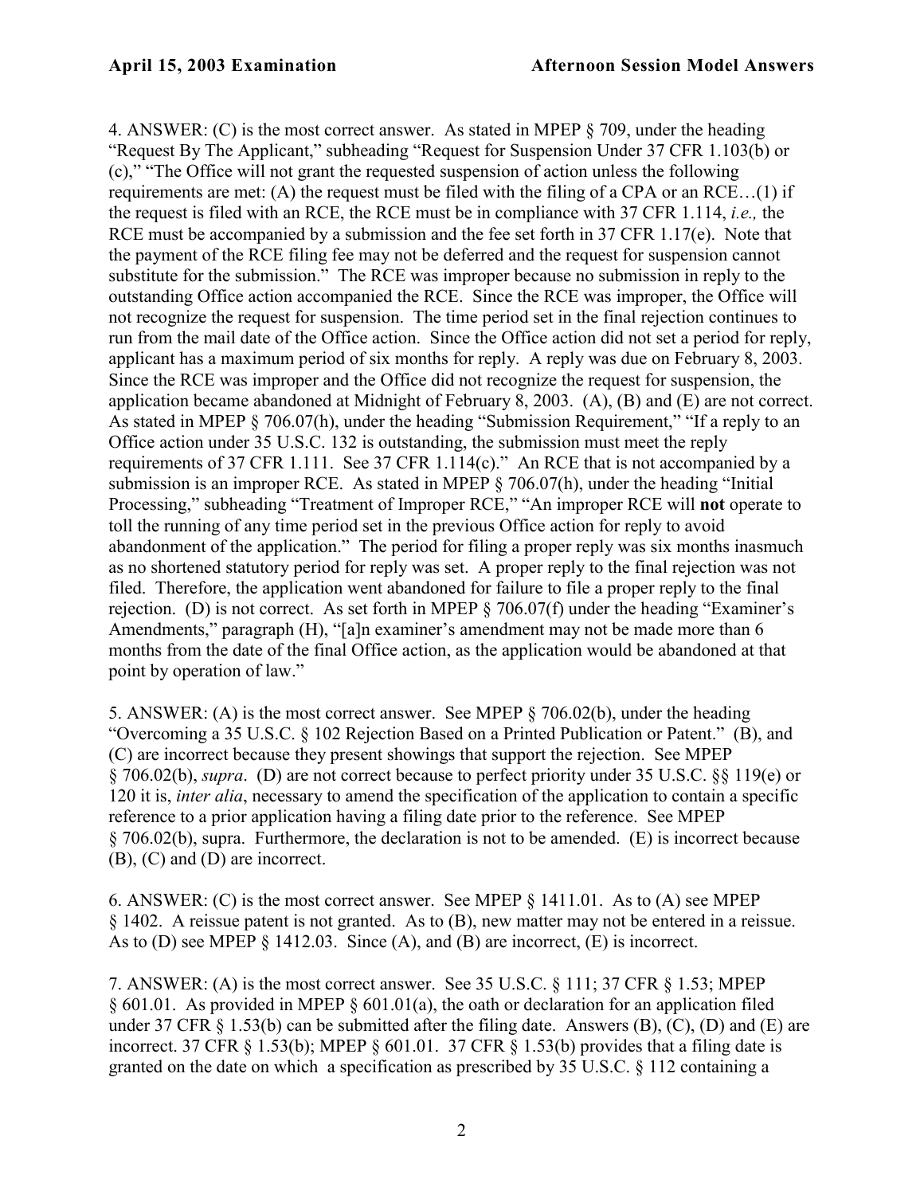4. ANSWER: (C) is the most correct answer. As stated in MPEP § 709, under the heading "Request By The Applicant," subheading "Request for Suspension Under 37 CFR 1.103(b) or (c)," "The Office will not grant the requested suspension of action unless the following requirements are met: (A) the request must be filed with the filing of a CPA or an RCE…(1) if the request is filed with an RCE, the RCE must be in compliance with 37 CFR 1.114, *i.e.,* the RCE must be accompanied by a submission and the fee set forth in 37 CFR 1.17(e). Note that the payment of the RCE filing fee may not be deferred and the request for suspension cannot substitute for the submission." The RCE was improper because no submission in reply to the outstanding Office action accompanied the RCE. Since the RCE was improper, the Office will not recognize the request for suspension. The time period set in the final rejection continues to run from the mail date of the Office action. Since the Office action did not set a period for reply, applicant has a maximum period of six months for reply. A reply was due on February 8, 2003. Since the RCE was improper and the Office did not recognize the request for suspension, the application became abandoned at Midnight of February 8, 2003. (A), (B) and (E) are not correct. As stated in MPEP § 706.07(h), under the heading "Submission Requirement," "If a reply to an Office action under 35 U.S.C. 132 is outstanding, the submission must meet the reply requirements of 37 CFR 1.111. See 37 CFR 1.114(c)." An RCE that is not accompanied by a submission is an improper RCE. As stated in MPEP § 706.07(h), under the heading "Initial Processing," subheading "Treatment of Improper RCE," "An improper RCE will **not** operate to toll the running of any time period set in the previous Office action for reply to avoid abandonment of the application." The period for filing a proper reply was six months inasmuch as no shortened statutory period for reply was set. A proper reply to the final rejection was not filed. Therefore, the application went abandoned for failure to file a proper reply to the final rejection. (D) is not correct. As set forth in MPEP § 706.07(f) under the heading "Examiner's Amendments," paragraph (H), "[a]n examiner's amendment may not be made more than 6 months from the date of the final Office action, as the application would be abandoned at that point by operation of law."

5. ANSWER: (A) is the most correct answer. See MPEP § 706.02(b), under the heading "Overcoming a 35 U.S.C. § 102 Rejection Based on a Printed Publication or Patent." (B), and (C) are incorrect because they present showings that support the rejection. See MPEP § 706.02(b), *supra*. (D) are not correct because to perfect priority under 35 U.S.C. §§ 119(e) or 120 it is, *inter alia*, necessary to amend the specification of the application to contain a specific reference to a prior application having a filing date prior to the reference. See MPEP § 706.02(b), supra. Furthermore, the declaration is not to be amended. (E) is incorrect because (B), (C) and (D) are incorrect.

6. ANSWER: (C) is the most correct answer. See MPEP § 1411.01. As to (A) see MPEP § 1402. A reissue patent is not granted. As to (B), new matter may not be entered in a reissue. As to (D) see MPEP § 1412.03. Since (A), and (B) are incorrect, (E) is incorrect.

7. ANSWER: (A) is the most correct answer. See 35 U.S.C. § 111; 37 CFR § 1.53; MPEP § 601.01. As provided in MPEP § 601.01(a), the oath or declaration for an application filed under 37 CFR § 1.53(b) can be submitted after the filing date. Answers (B), (C), (D) and (E) are incorrect. 37 CFR § 1.53(b); MPEP § 601.01. 37 CFR § 1.53(b) provides that a filing date is granted on the date on which a specification as prescribed by 35 U.S.C. § 112 containing a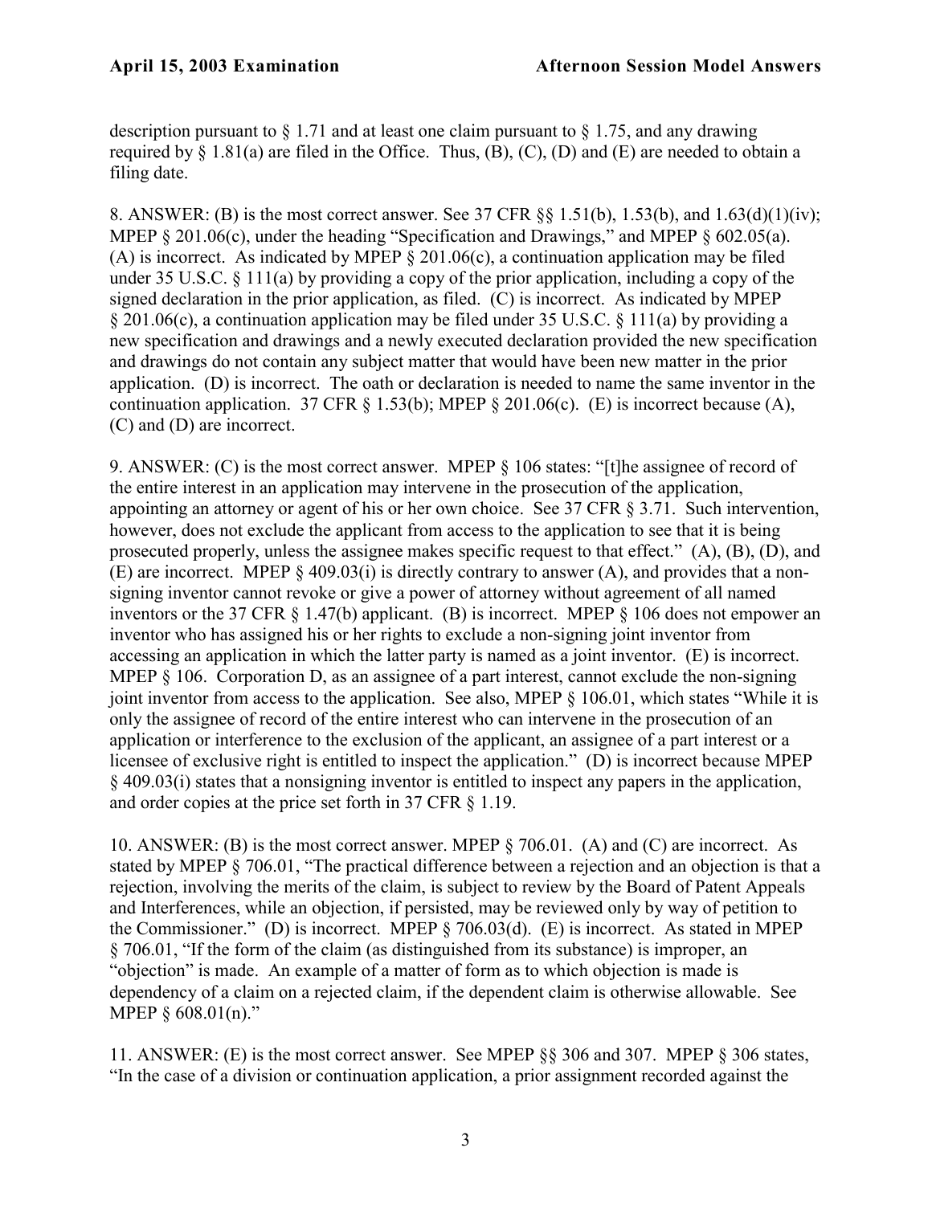description pursuant to § 1.71 and at least one claim pursuant to § 1.75, and any drawing required by § 1.81(a) are filed in the Office. Thus, (B), (C), (D) and (E) are needed to obtain a filing date.

8. ANSWER: (B) is the most correct answer. See 37 CFR §§ 1.51(b), 1.53(b), and 1.63(d)(1)(iv); MPEP § 201.06(c), under the heading "Specification and Drawings," and MPEP § 602.05(a). (A) is incorrect. As indicated by MPEP § 201.06(c), a continuation application may be filed under 35 U.S.C. § 111(a) by providing a copy of the prior application, including a copy of the signed declaration in the prior application, as filed. (C) is incorrect. As indicated by MPEP § 201.06(c), a continuation application may be filed under 35 U.S.C. § 111(a) by providing a new specification and drawings and a newly executed declaration provided the new specification and drawings do not contain any subject matter that would have been new matter in the prior application. (D) is incorrect. The oath or declaration is needed to name the same inventor in the continuation application. 37 CFR § 1.53(b); MPEP § 201.06(c). (E) is incorrect because (A), (C) and (D) are incorrect.

9. ANSWER: (C) is the most correct answer. MPEP § 106 states: "[t]he assignee of record of the entire interest in an application may intervene in the prosecution of the application, appointing an attorney or agent of his or her own choice. See 37 CFR § 3.71. Such intervention, however, does not exclude the applicant from access to the application to see that it is being prosecuted properly, unless the assignee makes specific request to that effect." (A), (B), (D), and (E) are incorrect. MPEP § 409.03(i) is directly contrary to answer (A), and provides that a non-signing inventor cannot revoke or give a power of attorney without agreement of all named inventors or the 37 CFR § 1.47(b) applicant. (B) is incorrect. MPEP § 106 does not empower an inventor who has assigned his or her rights to exclude a non-signing joint inventor from accessing an application in which the latter party is named as a joint inventor. (E) is incorrect. MPEP § 106. Corporation D, as an assignee of a part interest, cannot exclude the non-signing joint inventor from access to the application. See also, MPEP § 106.01, which states "While it is only the assignee of record of the entire interest who can intervene in the prosecution of an application or interference to the exclusion of the applicant, an assignee of a part interest or a licensee of exclusive right is entitled to inspect the application." (D) is incorrect because MPEP § 409.03(i) states that a nonsigning inventor is entitled to inspect any papers in the application, and order copies at the price set forth in 37 CFR § 1.19.

10. ANSWER: (B) is the most correct answer. MPEP § 706.01. (A) and (C) are incorrect. As stated by MPEP § 706.01, "The practical difference between a rejection and an objection is that a rejection, involving the merits of the claim, is subject to review by the Board of Patent Appeals and Interferences, while an objection, if persisted, may be reviewed only by way of petition to the Commissioner." (D) is incorrect. MPEP § 706.03(d). (E) is incorrect. As stated in MPEP § 706.01, "If the form of the claim (as distinguished from its substance) is improper, an "objection" is made. An example of a matter of form as to which objection is made is dependency of a claim on a rejected claim, if the dependent claim is otherwise allowable. See MPEP § 608.01(n)."

11. ANSWER: (E) is the most correct answer. See MPEP §§ 306 and 307. MPEP § 306 states, "In the case of a division or continuation application, a prior assignment recorded against the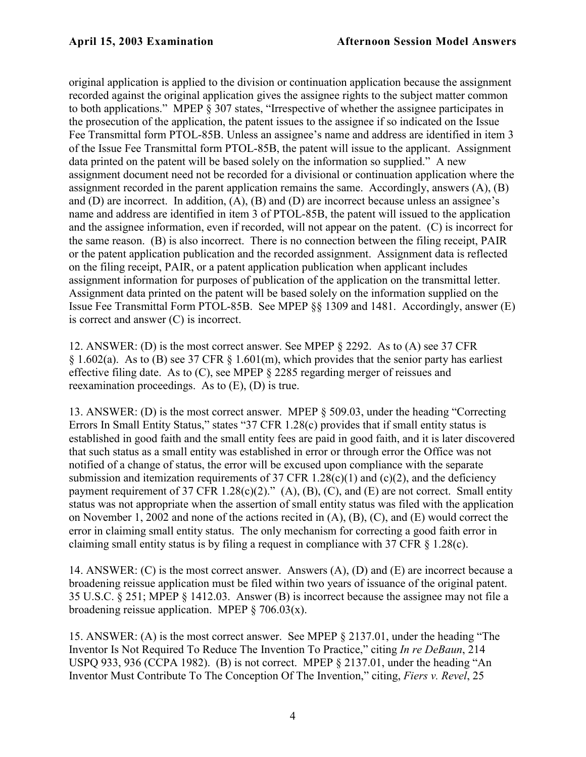original application is applied to the division or continuation application because the assignment recorded against the original application gives the assignee rights to the subject matter common to both applications." MPEP § 307 states, "Irrespective of whether the assignee participates in the prosecution of the application, the patent issues to the assignee if so indicated on the Issue Fee Transmittal form PTOL-85B. Unless an assignee's name and address are identified in item 3 of the Issue Fee Transmittal form PTOL-85B, the patent will issue to the applicant. Assignment data printed on the patent will be based solely on the information so supplied." A new assignment document need not be recorded for a divisional or continuation application where the assignment recorded in the parent application remains the same. Accordingly, answers (A), (B) and (D) are incorrect. In addition, (A), (B) and (D) are incorrect because unless an assignee's name and address are identified in item 3 of PTOL-85B, the patent will issued to the application and the assignee information, even if recorded, will not appear on the patent. (C) is incorrect for the same reason. (B) is also incorrect. There is no connection between the filing receipt, PAIR or the patent application publication and the recorded assignment. Assignment data is reflected on the filing receipt, PAIR, or a patent application publication when applicant includes assignment information for purposes of publication of the application on the transmittal letter. Assignment data printed on the patent will be based solely on the information supplied on the Issue Fee Transmittal Form PTOL-85B. See MPEP §§ 1309 and 1481. Accordingly, answer (E) is correct and answer (C) is incorrect.

12. ANSWER: (D) is the most correct answer. See MPEP § 2292. As to (A) see 37 CFR § 1.602(a). As to (B) see 37 CFR § 1.601(m), which provides that the senior party has earliest effective filing date. As to (C), see MPEP § 2285 regarding merger of reissues and reexamination proceedings. As to (E), (D) is true.

13. ANSWER: (D) is the most correct answer. MPEP § 509.03, under the heading "Correcting Errors In Small Entity Status," states "37 CFR 1.28(c) provides that if small entity status is established in good faith and the small entity fees are paid in good faith, and it is later discovered that such status as a small entity was established in error or through error the Office was not notified of a change of status, the error will be excused upon compliance with the separate submission and itemization requirements of 37 CFR 1.28(c)(1) and (c)(2), and the deficiency payment requirement of 37 CFR 1.28(c)(2)." (A), (B), (C), and (E) are not correct. Small entity status was not appropriate when the assertion of small entity status was filed with the application on November 1, 2002 and none of the actions recited in (A), (B), (C), and (E) would correct the error in claiming small entity status. The only mechanism for correcting a good faith error in claiming small entity status is by filing a request in compliance with 37 CFR § 1.28(c).

14. ANSWER: (C) is the most correct answer. Answers (A), (D) and (E) are incorrect because a broadening reissue application must be filed within two years of issuance of the original patent. 35 U.S.C. § 251; MPEP § 1412.03. Answer (B) is incorrect because the assignee may not file a broadening reissue application. MPEP § 706.03(x).

15. ANSWER: (A) is the most correct answer. See MPEP § 2137.01, under the heading "The Inventor Is Not Required To Reduce The Invention To Practice," citing *In re DeBaun*, 214 USPQ 933, 936 (CCPA 1982). (B) is not correct. MPEP § 2137.01, under the heading "An Inventor Must Contribute To The Conception Of The Invention," citing, *Fiers v. Revel*, 25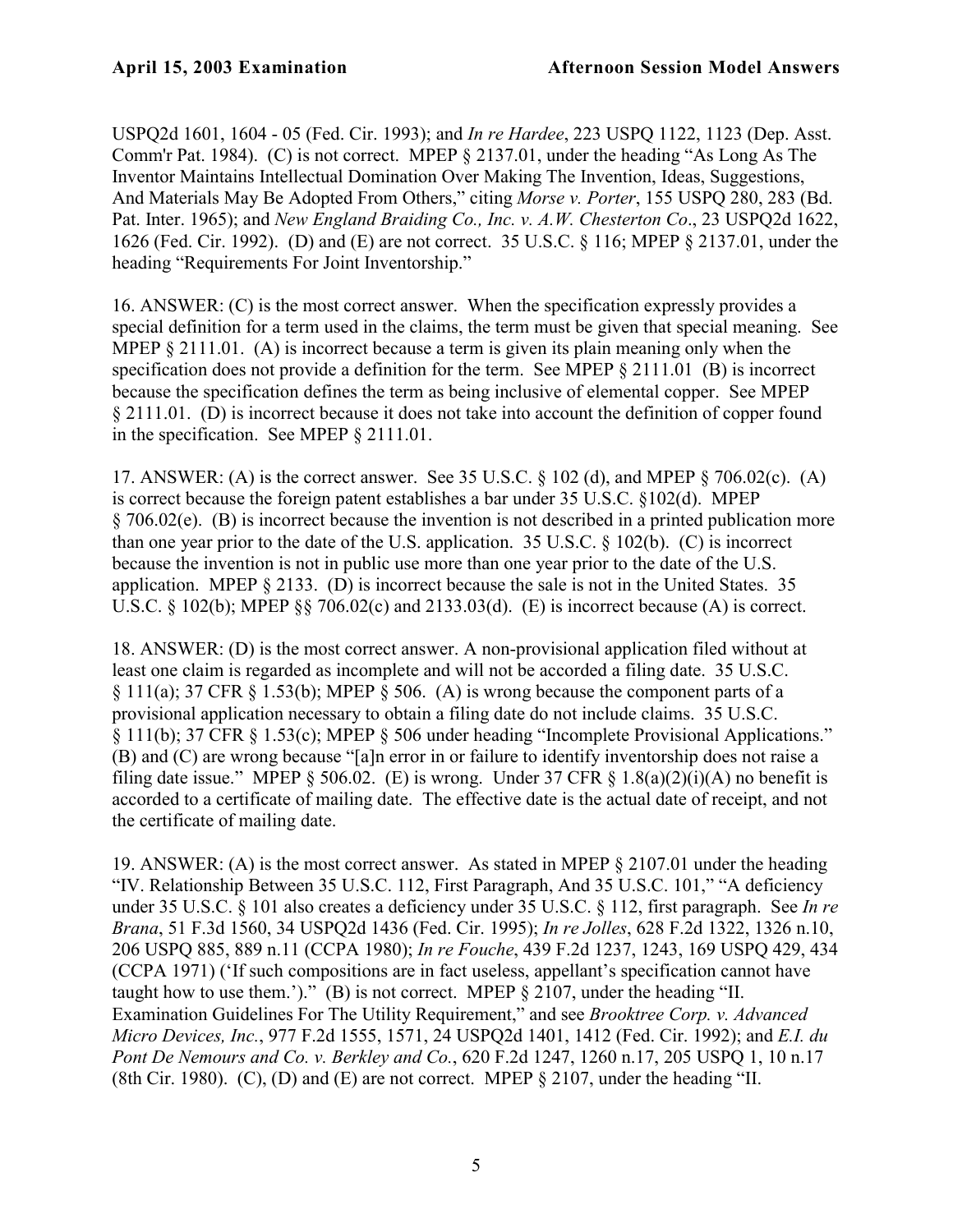USPQ2d 1601, 1604 - 05 (Fed. Cir. 1993); and *In re Hardee*, 223 USPQ 1122, 1123 (Dep. Asst. Comm'r Pat. 1984). (C) is not correct. MPEP § 2137.01, under the heading "As Long As The Inventor Maintains Intellectual Domination Over Making The Invention, Ideas, Suggestions, And Materials May Be Adopted From Others," citing *Morse v. Porter*, 155 USPQ 280, 283 (Bd. Pat. Inter. 1965); and *New England Braiding Co., Inc. v. A.W. Chesterton Co*., 23 USPQ2d 1622, 1626 (Fed. Cir. 1992). (D) and (E) are not correct. 35 U.S.C. § 116; MPEP § 2137.01, under the heading "Requirements For Joint Inventorship."

16. ANSWER: (C) is the most correct answer. When the specification expressly provides a special definition for a term used in the claims, the term must be given that special meaning. See MPEP § 2111.01. (A) is incorrect because a term is given its plain meaning only when the specification does not provide a definition for the term. See MPEP § 2111.01 (B) is incorrect because the specification defines the term as being inclusive of elemental copper. See MPEP § 2111.01. (D) is incorrect because it does not take into account the definition of copper found in the specification. See MPEP § 2111.01.

17. ANSWER: (A) is the correct answer. See 35 U.S.C. § 102 (d), and MPEP § 706.02(c). (A) is correct because the foreign patent establishes a bar under 35 U.S.C. §102(d). MPEP § 706.02(e). (B) is incorrect because the invention is not described in a printed publication more than one year prior to the date of the U.S. application. 35 U.S.C. § 102(b). (C) is incorrect because the invention is not in public use more than one year prior to the date of the U.S. application. MPEP § 2133. (D) is incorrect because the sale is not in the United States. 35 U.S.C. § 102(b); MPEP §§ 706.02(c) and 2133.03(d). (E) is incorrect because (A) is correct.

18. ANSWER: (D) is the most correct answer. A non-provisional application filed without at least one claim is regarded as incomplete and will not be accorded a filing date. 35 U.S.C. § 111(a); 37 CFR § 1.53(b); MPEP § 506. (A) is wrong because the component parts of a provisional application necessary to obtain a filing date do not include claims. 35 U.S.C. § 111(b); 37 CFR § 1.53(c); MPEP § 506 under heading "Incomplete Provisional Applications." (B) and (C) are wrong because "[a]n error in or failure to identify inventorship does not raise a filing date issue." MPEP § 506.02. (E) is wrong. Under 37 CFR § 1.8(a)(2)(i)(A) no benefit is accorded to a certificate of mailing date. The effective date is the actual date of receipt, and not the certificate of mailing date.

19. ANSWER: (A) is the most correct answer. As stated in MPEP § 2107.01 under the heading "IV. Relationship Between 35 U.S.C. 112, First Paragraph, And 35 U.S.C. 101," "A deficiency under 35 U.S.C. § 101 also creates a deficiency under 35 U.S.C. § 112, first paragraph. See *In re Brana*, 51 F.3d 1560, 34 USPQ2d 1436 (Fed. Cir. 1995); *In re Jolles*, 628 F.2d 1322, 1326 n.10, 206 USPQ 885, 889 n.11 (CCPA 1980); *In re Fouche*, 439 F.2d 1237, 1243, 169 USPQ 429, 434 (CCPA 1971) ('If such compositions are in fact useless, appellant's specification cannot have taught how to use them.')." (B) is not correct. MPEP § 2107, under the heading "II. Examination Guidelines For The Utility Requirement," and see *Brooktree Corp. v. Advanced Micro Devices, Inc.*, 977 F.2d 1555, 1571, 24 USPQ2d 1401, 1412 (Fed. Cir. 1992); and *E.I. du Pont De Nemours and Co. v. Berkley and Co.*, 620 F.2d 1247, 1260 n.17, 205 USPQ 1, 10 n.17 (8th Cir. 1980). (C), (D) and (E) are not correct. MPEP § 2107, under the heading "II.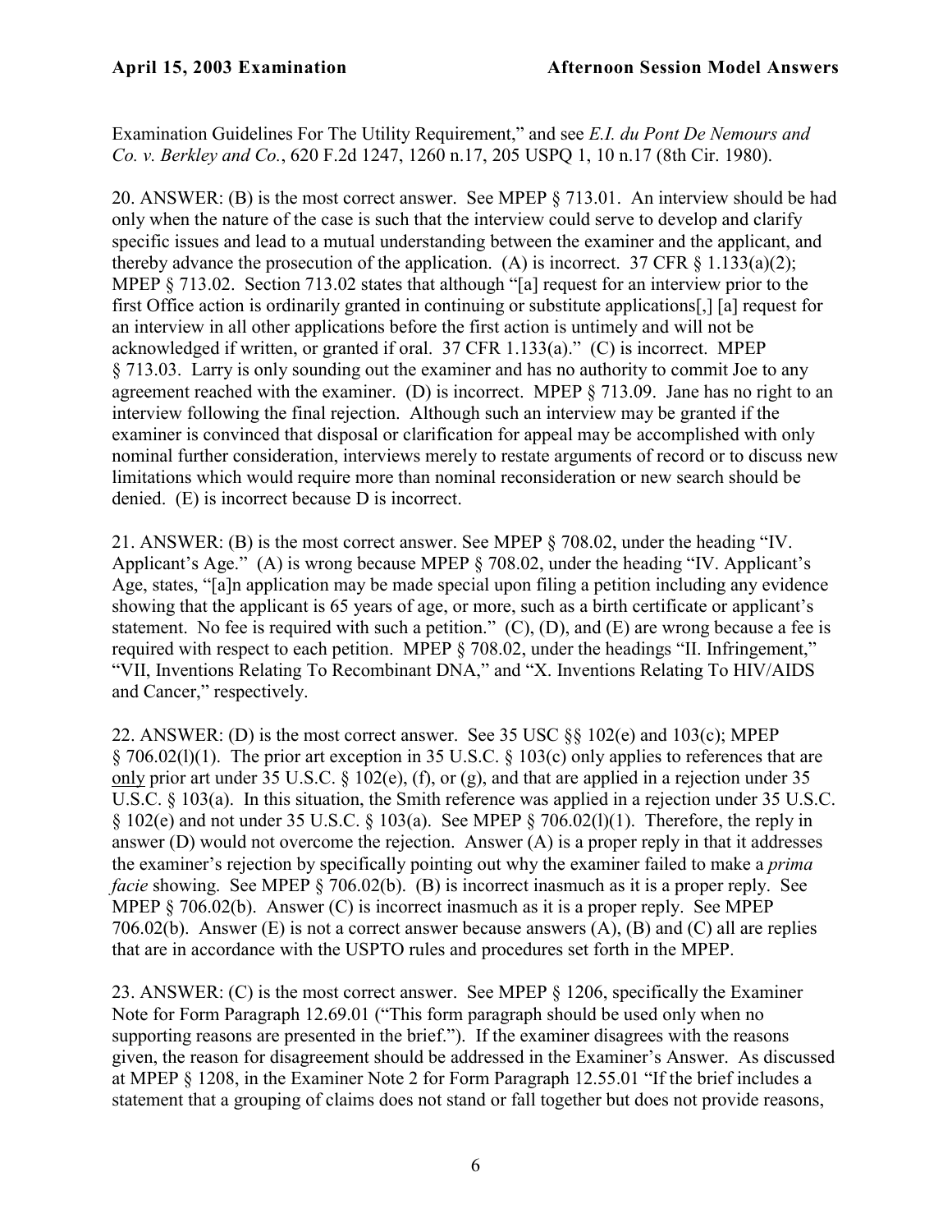Examination Guidelines For The Utility Requirement," and see *E.I. du Pont De Nemours and Co. v. Berkley and Co.*, 620 F.2d 1247, 1260 n.17, 205 USPQ 1, 10 n.17 (8th Cir. 1980).

20. ANSWER: (B) is the most correct answer. See MPEP § 713.01. An interview should be had only when the nature of the case is such that the interview could serve to develop and clarify specific issues and lead to a mutual understanding between the examiner and the applicant, and thereby advance the prosecution of the application. (A) is incorrect. 37 CFR § 1.133(a)(2); MPEP § 713.02. Section 713.02 states that although "[a] request for an interview prior to the first Office action is ordinarily granted in continuing or substitute applications[,] [a] request for an interview in all other applications before the first action is untimely and will not be acknowledged if written, or granted if oral. 37 CFR 1.133(a)." (C) is incorrect. MPEP § 713.03. Larry is only sounding out the examiner and has no authority to commit Joe to any agreement reached with the examiner. (D) is incorrect. MPEP § 713.09. Jane has no right to an interview following the final rejection. Although such an interview may be granted if the examiner is convinced that disposal or clarification for appeal may be accomplished with only nominal further consideration, interviews merely to restate arguments of record or to discuss new limitations which would require more than nominal reconsideration or new search should be denied. (E) is incorrect because D is incorrect.

21. ANSWER: (B) is the most correct answer. See MPEP § 708.02, under the heading "IV. Applicant's Age." (A) is wrong because MPEP § 708.02, under the heading "IV. Applicant's Age, states, "[a]n application may be made special upon filing a petition including any evidence showing that the applicant is 65 years of age, or more, such as a birth certificate or applicant's statement. No fee is required with such a petition." (C), (D), and (E) are wrong because a fee is required with respect to each petition. MPEP § 708.02, under the headings "II. Infringement," "VII, Inventions Relating To Recombinant DNA," and "X. Inventions Relating To HIV/AIDS and Cancer," respectively.

22. ANSWER: (D) is the most correct answer. See 35 USC §§ 102(e) and 103(c); MPEP § 706.02(l)(1). The prior art exception in 35 U.S.C. § 103(c) only applies to references that are only prior art under 35 U.S.C. § 102(e), (f), or (g), and that are applied in a rejection under 35 U.S.C. § 103(a). In this situation, the Smith reference was applied in a rejection under 35 U.S.C. § 102(e) and not under 35 U.S.C. § 103(a). See MPEP § 706.02(l)(1). Therefore, the reply in answer (D) would not overcome the rejection. Answer (A) is a proper reply in that it addresses the examiner's rejection by specifically pointing out why the examiner failed to make a *prima facie* showing. See MPEP § 706.02(b). (B) is incorrect inasmuch as it is a proper reply. See MPEP § 706.02(b). Answer (C) is incorrect inasmuch as it is a proper reply. See MPEP 706.02(b). Answer (E) is not a correct answer because answers (A), (B) and (C) all are replies that are in accordance with the USPTO rules and procedures set forth in the MPEP.

23. ANSWER: (C) is the most correct answer. See MPEP § 1206, specifically the Examiner Note for Form Paragraph 12.69.01 ("This form paragraph should be used only when no supporting reasons are presented in the brief."). If the examiner disagrees with the reasons given, the reason for disagreement should be addressed in the Examiner's Answer. As discussed at MPEP § 1208, in the Examiner Note 2 for Form Paragraph 12.55.01 "If the brief includes a statement that a grouping of claims does not stand or fall together but does not provide reasons,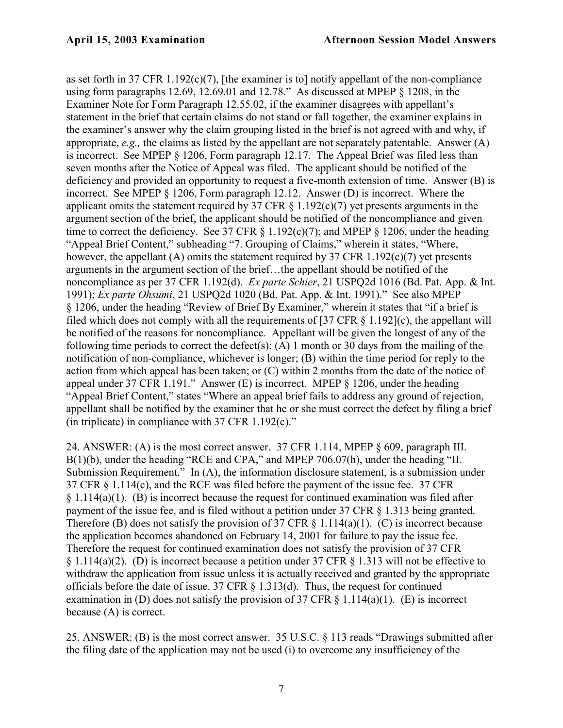as set forth in 37 CFR 1.192(c)(7), [the examiner is to] notify appellant of the non-compliance using form paragraphs 12.69, 12.69.01 and 12.78." As discussed at MPEP § 1208, in the Examiner Note for Form Paragraph 12.55.02, if the examiner disagrees with appellant's statement in the brief that certain claims do not stand or fall together, the examiner explains in the examiner's answer why the claim grouping listed in the brief is not agreed with and why, if appropriate, *e.g.,* the claims as listed by the appellant are not separately patentable. Answer (A) is incorrect. See MPEP § 1206, Form paragraph 12.17. The Appeal Brief was filed less than seven months after the Notice of Appeal was filed. The applicant should be notified of the deficiency and provided an opportunity to request a five-month extension of time. Answer (B) is incorrect. See MPEP § 1206, Form paragraph 12.12. Answer (D) is incorrect. Where the applicant omits the statement required by 37 CFR § 1.192(c)(7) yet presents arguments in the argument section of the brief, the applicant should be notified of the noncompliance and given time to correct the deficiency. See 37 CFR § 1.192(c)(7); and MPEP § 1206, under the heading "Appeal Brief Content," subheading "7. Grouping of Claims," wherein it states, "Where, however, the appellant (A) omits the statement required by 37 CFR 1.192(c)(7) yet presents arguments in the argument section of the brief…the appellant should be notified of the noncompliance as per 37 CFR 1.192(d). *Ex parte Schier*, 21 USPQ2d 1016 (Bd. Pat. App. & Int. 1991); *Ex parte Ohsumi*, 21 USPQ2d 1020 (Bd. Pat. App. & Int. 1991)." See also MPEP § 1206, under the heading "Review of Brief By Examiner," wherein it states that "if a brief is filed which does not comply with all the requirements of [37 CFR § 1.192](c), the appellant will be notified of the reasons for noncompliance. Appellant will be given the longest of any of the following time periods to correct the defect(s): (A) 1 month or 30 days from the mailing of the notification of non-compliance, whichever is longer; (B) within the time period for reply to the action from which appeal has been taken; or (C) within 2 months from the date of the notice of appeal under 37 CFR 1.191." Answer (E) is incorrect. MPEP § 1206, under the heading "Appeal Brief Content," states "Where an appeal brief fails to address any ground of rejection, appellant shall be notified by the examiner that he or she must correct the defect by filing a brief (in triplicate) in compliance with 37 CFR 1.192(c)."

24. ANSWER: (A) is the most correct answer. 37 CFR 1.114, MPEP § 609, paragraph III. B(1)(b), under the heading "RCE and CPA," and MPEP 706.07(h), under the heading "II. Submission Requirement." In (A), the information disclosure statement, is a submission under 37 CFR § 1.114(c), and the RCE was filed before the payment of the issue fee. 37 CFR § 1.114(a)(1). (B) is incorrect because the request for continued examination was filed after payment of the issue fee, and is filed without a petition under 37 CFR § 1.313 being granted. Therefore (B) does not satisfy the provision of 37 CFR § 1.114(a)(1). (C) is incorrect because the application becomes abandoned on February 14, 2001 for failure to pay the issue fee. Therefore the request for continued examination does not satisfy the provision of 37 CFR § 1.114(a)(2). (D) is incorrect because a petition under 37 CFR § 1.313 will not be effective to withdraw the application from issue unless it is actually received and granted by the appropriate officials before the date of issue. 37 CFR § 1.313(d). Thus, the request for continued examination in (D) does not satisfy the provision of 37 CFR § 1.114(a)(1). (E) is incorrect because (A) is correct.

25. ANSWER: (B) is the most correct answer. 35 U.S.C. § 113 reads "Drawings submitted after the filing date of the application may not be used (i) to overcome any insufficiency of the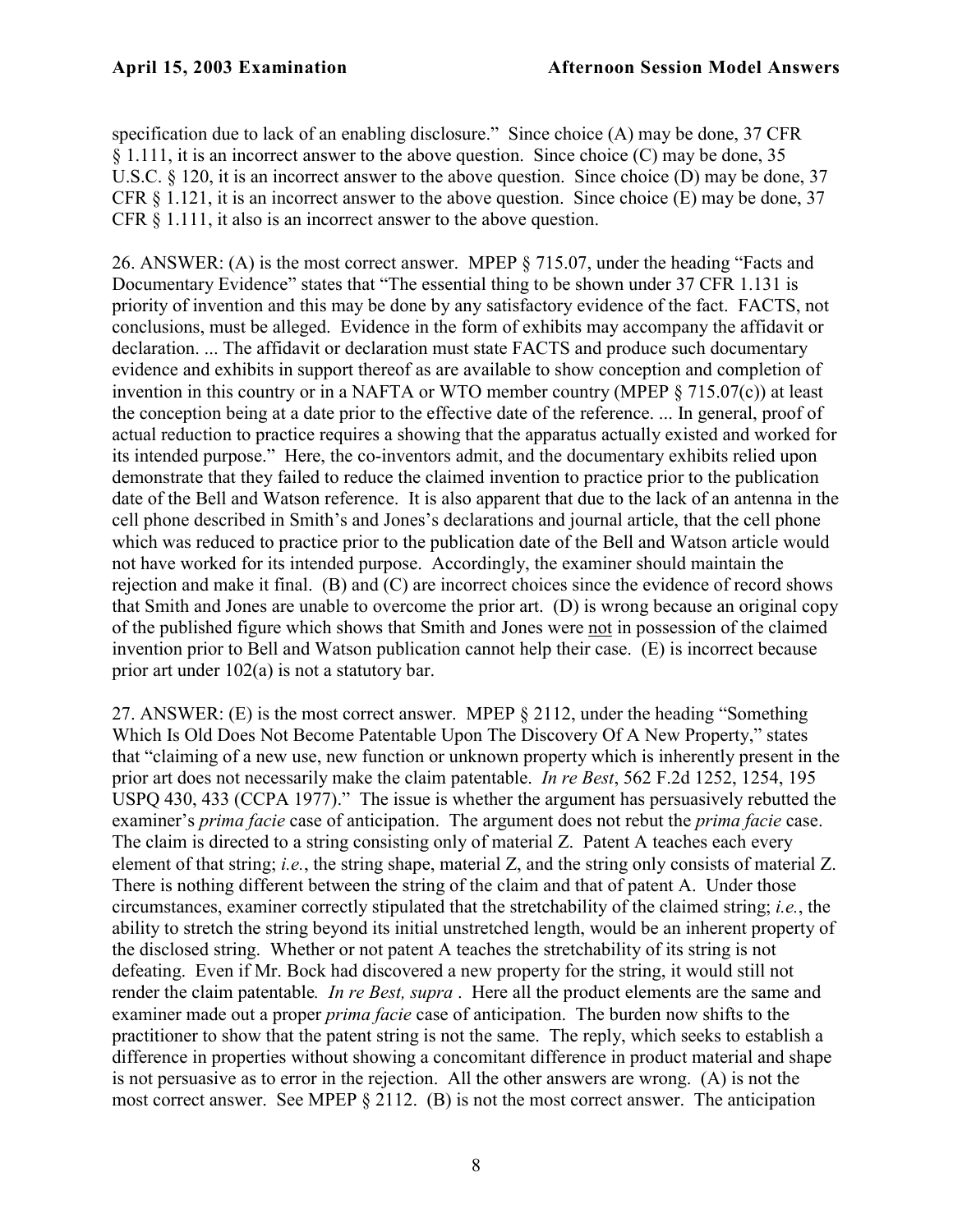specification due to lack of an enabling disclosure." Since choice (A) may be done, 37 CFR § 1.111, it is an incorrect answer to the above question. Since choice (C) may be done, 35 U.S.C. § 120, it is an incorrect answer to the above question. Since choice (D) may be done, 37 CFR § 1.121, it is an incorrect answer to the above question. Since choice (E) may be done, 37 CFR § 1.111, it also is an incorrect answer to the above question.

26. ANSWER: (A) is the most correct answer. MPEP § 715.07, under the heading "Facts and Documentary Evidence" states that "The essential thing to be shown under 37 CFR 1.131 is priority of invention and this may be done by any satisfactory evidence of the fact. FACTS, not conclusions, must be alleged. Evidence in the form of exhibits may accompany the affidavit or declaration. ... The affidavit or declaration must state FACTS and produce such documentary evidence and exhibits in support thereof as are available to show conception and completion of invention in this country or in a NAFTA or WTO member country (MPEP § 715.07(c)) at least the conception being at a date prior to the effective date of the reference. ... In general, proof of actual reduction to practice requires a showing that the apparatus actually existed and worked for its intended purpose." Here, the co-inventors admit, and the documentary exhibits relied upon demonstrate that they failed to reduce the claimed invention to practice prior to the publication date of the Bell and Watson reference. It is also apparent that due to the lack of an antenna in the cell phone described in Smith's and Jones's declarations and journal article, that the cell phone which was reduced to practice prior to the publication date of the Bell and Watson article would not have worked for its intended purpose. Accordingly, the examiner should maintain the rejection and make it final. (B) and (C) are incorrect choices since the evidence of record shows that Smith and Jones are unable to overcome the prior art. (D) is wrong because an original copy of the published figure which shows that Smith and Jones were <u>not</u> in possession of the claimed invention prior to Bell and Watson publication cannot help their case. (E) is incorrect because prior art under 102(a) is not a statutory bar.

27. ANSWER: (E) is the most correct answer. MPEP § 2112, under the heading "Something Which Is Old Does Not Become Patentable Upon The Discovery Of A New Property," states that "claiming of a new use, new function or unknown property which is inherently present in the prior art does not necessarily make the claim patentable. *In re Best*, 562 F.2d 1252, 1254, 195 USPQ 430, 433 (CCPA 1977)." The issue is whether the argument has persuasively rebutted the examiner's *prima facie* case of anticipation. The argument does not rebut the *prima facie* case. The claim is directed to a string consisting only of material Z. Patent A teaches each every element of that string; *i.e.*, the string shape, material Z, and the string only consists of material Z. There is nothing different between the string of the claim and that of patent A. Under those circumstances, examiner correctly stipulated that the stretchability of the claimed string; *i.e.*, the ability to stretch the string beyond its initial unstretched length, would be an inherent property of the disclosed string. Whether or not patent A teaches the stretchability of its string is not defeating. Even if Mr. Bock had discovered a new property for the string, it would still not render the claim patentable*. In re Best, supra* . Here all the product elements are the same and examiner made out a proper *prima facie* case of anticipation. The burden now shifts to the practitioner to show that the patent string is not the same. The reply, which seeks to establish a difference in properties without showing a concomitant difference in product material and shape is not persuasive as to error in the rejection. All the other answers are wrong. (A) is not the most correct answer. See MPEP § 2112. (B) is not the most correct answer. The anticipation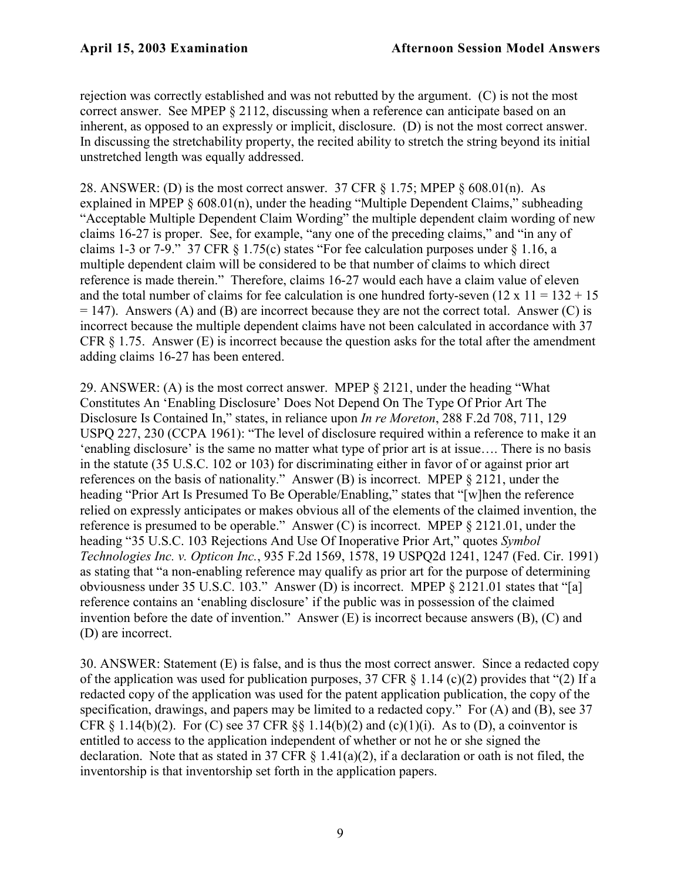rejection was correctly established and was not rebutted by the argument. (C) is not the most correct answer. See MPEP § 2112, discussing when a reference can anticipate based on an inherent, as opposed to an expressly or implicit, disclosure. (D) is not the most correct answer. In discussing the stretchability property, the recited ability to stretch the string beyond its initial unstretched length was equally addressed.

28. ANSWER: (D) is the most correct answer. 37 CFR § 1.75; MPEP § 608.01(n). As explained in MPEP § 608.01(n), under the heading "Multiple Dependent Claims," subheading "Acceptable Multiple Dependent Claim Wording" the multiple dependent claim wording of new claims 16-27 is proper. See, for example, "any one of the preceding claims," and "in any of claims 1-3 or 7-9." 37 CFR § 1.75(c) states "For fee calculation purposes under § 1.16, a multiple dependent claim will be considered to be that number of claims to which direct reference is made therein." Therefore, claims 16-27 would each have a claim value of eleven and the total number of claims for fee calculation is one hundred forty-seven (12 x 11 = 132 + 15 = 147). Answers (A) and (B) are incorrect because they are not the correct total. Answer (C) is incorrect because the multiple dependent claims have not been calculated in accordance with 37 CFR § 1.75. Answer (E) is incorrect because the question asks for the total after the amendment adding claims 16-27 has been entered.

29. ANSWER: (A) is the most correct answer. MPEP § 2121, under the heading "What Constitutes An 'Enabling Disclosure' Does Not Depend On The Type Of Prior Art The Disclosure Is Contained In," states, in reliance upon *In re Moreton*, 288 F.2d 708, 711, 129 USPQ 227, 230 (CCPA 1961): "The level of disclosure required within a reference to make it an 'enabling disclosure' is the same no matter what type of prior art is at issue…. There is no basis in the statute (35 U.S.C. 102 or 103) for discriminating either in favor of or against prior art references on the basis of nationality." Answer (B) is incorrect. MPEP § 2121, under the heading "Prior Art Is Presumed To Be Operable/Enabling," states that "[w]hen the reference relied on expressly anticipates or makes obvious all of the elements of the claimed invention, the reference is presumed to be operable." Answer (C) is incorrect. MPEP § 2121.01, under the heading "35 U.S.C. 103 Rejections And Use Of Inoperative Prior Art," quotes *Symbol Technologies Inc. v. Opticon Inc.*, 935 F.2d 1569, 1578, 19 USPQ2d 1241, 1247 (Fed. Cir. 1991) as stating that "a non-enabling reference may qualify as prior art for the purpose of determining obviousness under 35 U.S.C. 103." Answer (D) is incorrect. MPEP § 2121.01 states that "[a] reference contains an 'enabling disclosure' if the public was in possession of the claimed invention before the date of invention." Answer (E) is incorrect because answers (B), (C) and (D) are incorrect.

30. ANSWER: Statement (E) is false, and is thus the most correct answer. Since a redacted copy of the application was used for publication purposes, 37 CFR § 1.14 (c)(2) provides that "(2) If a redacted copy of the application was used for the patent application publication, the copy of the specification, drawings, and papers may be limited to a redacted copy." For (A) and (B), see 37 CFR § 1.14(b)(2). For (C) see 37 CFR §§ 1.14(b)(2) and (c)(1)(i). As to (D), a coinventor is entitled to access to the application independent of whether or not he or she signed the declaration. Note that as stated in 37 CFR § 1.41(a)(2), if a declaration or oath is not filed, the inventorship is that inventorship set forth in the application papers.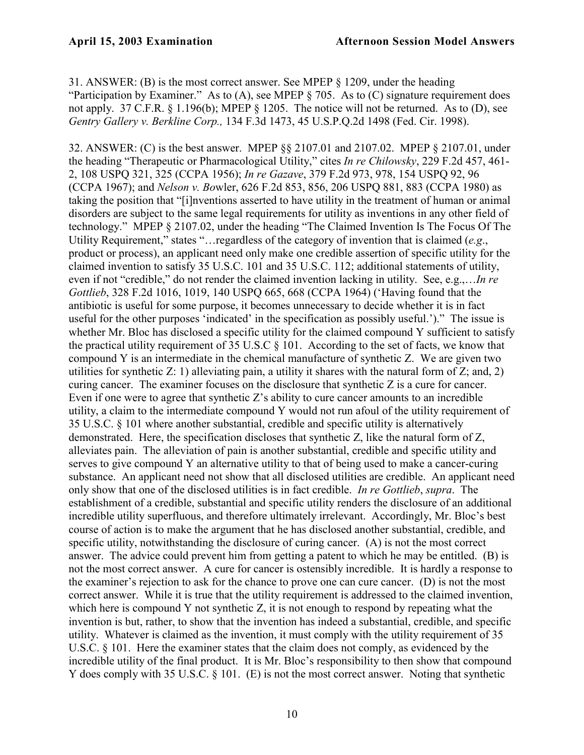31. ANSWER: (B) is the most correct answer. See MPEP § 1209, under the heading "Participation by Examiner." As to (A), see MPEP § 705. As to (C) signature requirement does not apply. 37 C.F.R. § 1.196(b); MPEP § 1205. The notice will not be returned. As to (D), see *Gentry Gallery v. Berkline Corp.,* 134 F.3d 1473, 45 U.S.P.Q.2d 1498 (Fed. Cir. 1998).

32. ANSWER: (C) is the best answer. MPEP §§ 2107.01 and 2107.02. MPEP § 2107.01, under the heading "Therapeutic or Pharmacological Utility," cites *In re Chilowsky*, 229 F.2d 457, 461-2, 108 USPQ 321, 325 (CCPA 1956); *In re Gazave*, 379 F.2d 973, 978, 154 USPQ 92, 96 (CCPA 1967); and *Nelson v. Bo*wler, 626 F.2d 853, 856, 206 USPQ 881, 883 (CCPA 1980) as taking the position that "[i]nventions asserted to have utility in the treatment of human or animal disorders are subject to the same legal requirements for utility as inventions in any other field of technology." MPEP § 2107.02, under the heading "The Claimed Invention Is The Focus Of The Utility Requirement," states "…regardless of the category of invention that is claimed (*e.g*., product or process), an applicant need only make one credible assertion of specific utility for the claimed invention to satisfy 35 U.S.C. 101 and 35 U.S.C. 112; additional statements of utility, even if not "credible," do not render the claimed invention lacking in utility. See, e.g.,…*In re Gottlieb*, 328 F.2d 1016, 1019, 140 USPQ 665, 668 (CCPA 1964) ('Having found that the antibiotic is useful for some purpose, it becomes unnecessary to decide whether it is in fact useful for the other purposes 'indicated' in the specification as possibly useful.')." The issue is whether Mr. Bloc has disclosed a specific utility for the claimed compound Y sufficient to satisfy the practical utility requirement of 35 U.S.C § 101. According to the set of facts, we know that compound Y is an intermediate in the chemical manufacture of synthetic Z. We are given two utilities for synthetic Z: 1) alleviating pain, a utility it shares with the natural form of Z; and, 2) curing cancer. The examiner focuses on the disclosure that synthetic Z is a cure for cancer. Even if one were to agree that synthetic Z's ability to cure cancer amounts to an incredible utility, a claim to the intermediate compound Y would not run afoul of the utility requirement of 35 U.S.C. § 101 where another substantial, credible and specific utility is alternatively demonstrated. Here, the specification discloses that synthetic Z, like the natural form of Z, alleviates pain. The alleviation of pain is another substantial, credible and specific utility and serves to give compound Y an alternative utility to that of being used to make a cancer-curing substance. An applicant need not show that all disclosed utilities are credible. An applicant need only show that one of the disclosed utilities is in fact credible. *In re Gottlieb*, *supra*. The establishment of a credible, substantial and specific utility renders the disclosure of an additional incredible utility superfluous, and therefore ultimately irrelevant. Accordingly, Mr. Bloc's best course of action is to make the argument that he has disclosed another substantial, credible, and specific utility, notwithstanding the disclosure of curing cancer. (A) is not the most correct answer. The advice could prevent him from getting a patent to which he may be entitled. (B) is not the most correct answer. A cure for cancer is ostensibly incredible. It is hardly a response to the examiner's rejection to ask for the chance to prove one can cure cancer. (D) is not the most correct answer. While it is true that the utility requirement is addressed to the claimed invention, which here is compound Y not synthetic Z, it is not enough to respond by repeating what the invention is but, rather, to show that the invention has indeed a substantial, credible, and specific utility. Whatever is claimed as the invention, it must comply with the utility requirement of 35 U.S.C. § 101. Here the examiner states that the claim does not comply, as evidenced by the incredible utility of the final product. It is Mr. Bloc's responsibility to then show that compound Y does comply with 35 U.S.C. § 101. (E) is not the most correct answer. Noting that synthetic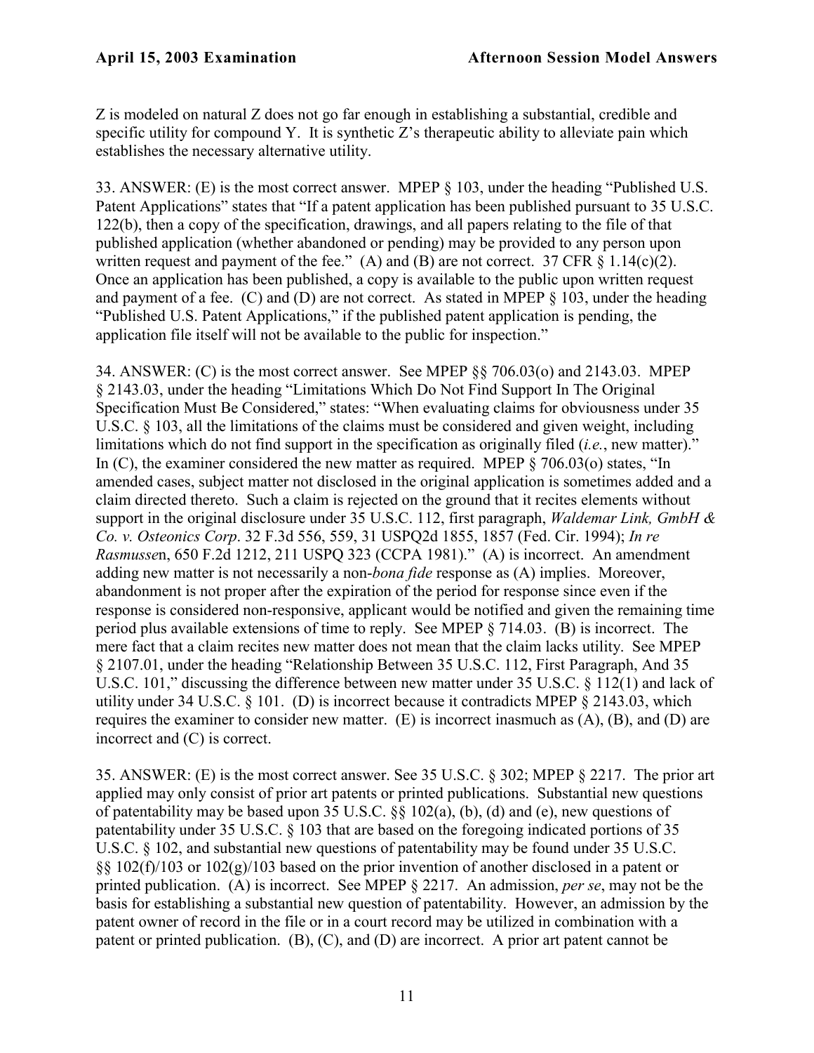Z is modeled on natural Z does not go far enough in establishing a substantial, credible and specific utility for compound Y. It is synthetic Z's therapeutic ability to alleviate pain which establishes the necessary alternative utility.

33. ANSWER: (E) is the most correct answer. MPEP § 103, under the heading "Published U.S. Patent Applications" states that "If a patent application has been published pursuant to 35 U.S.C. 122(b), then a copy of the specification, drawings, and all papers relating to the file of that published application (whether abandoned or pending) may be provided to any person upon written request and payment of the fee." (A) and (B) are not correct. 37 CFR § 1.14(c)(2). Once an application has been published, a copy is available to the public upon written request and payment of a fee. (C) and (D) are not correct. As stated in MPEP § 103, under the heading "Published U.S. Patent Applications," if the published patent application is pending, the application file itself will not be available to the public for inspection."

34. ANSWER: (C) is the most correct answer. See MPEP §§ 706.03(o) and 2143.03. MPEP § 2143.03, under the heading "Limitations Which Do Not Find Support In The Original Specification Must Be Considered," states: "When evaluating claims for obviousness under 35 U.S.C. § 103, all the limitations of the claims must be considered and given weight, including limitations which do not find support in the specification as originally filed (*i.e.*, new matter)." In (C), the examiner considered the new matter as required. MPEP § 706.03(o) states, "In amended cases, subject matter not disclosed in the original application is sometimes added and a claim directed thereto. Such a claim is rejected on the ground that it recites elements without support in the original disclosure under 35 U.S.C. 112, first paragraph, *Waldemar Link, GmbH & Co. v. Osteonics Corp*. 32 F.3d 556, 559, 31 USPQ2d 1855, 1857 (Fed. Cir. 1994); *In re Rasmussen*, 650 F.2d 1212, 211 USPQ 323 (CCPA 1981)." (A) is incorrect. An amendment adding new matter is not necessarily a non-*bona fide* response as (A) implies. Moreover, abandonment is not proper after the expiration of the period for response since even if the response is considered non-responsive, applicant would be notified and given the remaining time period plus available extensions of time to reply. See MPEP § 714.03. (B) is incorrect. The mere fact that a claim recites new matter does not mean that the claim lacks utility. See MPEP § 2107.01, under the heading "Relationship Between 35 U.S.C. 112, First Paragraph, And 35 U.S.C. 101," discussing the difference between new matter under 35 U.S.C. § 112(1) and lack of utility under 34 U.S.C. § 101. (D) is incorrect because it contradicts MPEP § 2143.03, which requires the examiner to consider new matter. (E) is incorrect inasmuch as (A), (B), and (D) are incorrect and (C) is correct.

35. ANSWER: (E) is the most correct answer. See 35 U.S.C. § 302; MPEP § 2217. The prior art applied may only consist of prior art patents or printed publications. Substantial new questions of patentability may be based upon 35 U.S.C. §§ 102(a), (b), (d) and (e), new questions of patentability under 35 U.S.C. § 103 that are based on the foregoing indicated portions of 35 U.S.C. § 102, and substantial new questions of patentability may be found under 35 U.S.C. §§ 102(f)/103 or 102(g)/103 based on the prior invention of another disclosed in a patent or printed publication. (A) is incorrect. See MPEP § 2217. An admission, *per se*, may not be the basis for establishing a substantial new question of patentability. However, an admission by the patent owner of record in the file or in a court record may be utilized in combination with a patent or printed publication. (B), (C), and (D) are incorrect. A prior art patent cannot be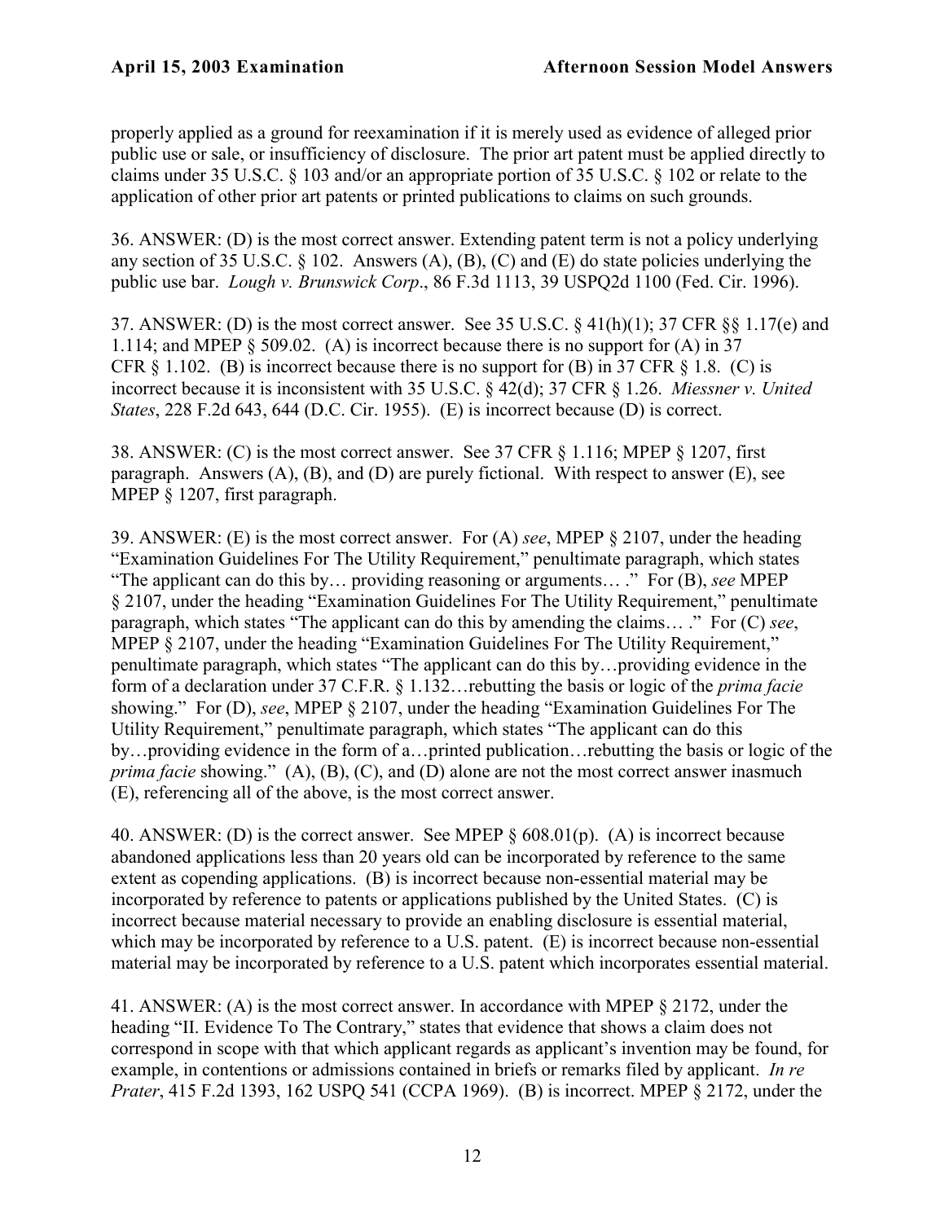properly applied as a ground for reexamination if it is merely used as evidence of alleged prior public use or sale, or insufficiency of disclosure. The prior art patent must be applied directly to claims under 35 U.S.C. § 103 and/or an appropriate portion of 35 U.S.C. § 102 or relate to the application of other prior art patents or printed publications to claims on such grounds.

36. ANSWER: (D) is the most correct answer. Extending patent term is not a policy underlying any section of 35 U.S.C. § 102. Answers (A), (B), (C) and (E) do state policies underlying the public use bar. *Lough v. Brunswick Corp*., 86 F.3d 1113, 39 USPQ2d 1100 (Fed. Cir. 1996).

37. ANSWER: (D) is the most correct answer. See 35 U.S.C. § 41(h)(1); 37 CFR §§ 1.17(e) and 1.114; and MPEP § 509.02. (A) is incorrect because there is no support for (A) in 37 CFR § 1.102. (B) is incorrect because there is no support for (B) in 37 CFR § 1.8. (C) is incorrect because it is inconsistent with 35 U.S.C. § 42(d); 37 CFR § 1.26. *Miessner v. United States*, 228 F.2d 643, 644 (D.C. Cir. 1955). (E) is incorrect because (D) is correct.

38. ANSWER: (C) is the most correct answer. See 37 CFR § 1.116; MPEP § 1207, first paragraph. Answers (A), (B), and (D) are purely fictional. With respect to answer (E), see MPEP § 1207, first paragraph.

39. ANSWER: (E) is the most correct answer. For (A) *see*, MPEP § 2107, under the heading "Examination Guidelines For The Utility Requirement," penultimate paragraph, which states "The applicant can do this by… providing reasoning or arguments… ." For (B), *see* MPEP § 2107, under the heading "Examination Guidelines For The Utility Requirement," penultimate paragraph, which states "The applicant can do this by amending the claims… ." For (C) *see*, MPEP § 2107, under the heading "Examination Guidelines For The Utility Requirement," penultimate paragraph, which states "The applicant can do this by…providing evidence in the form of a declaration under 37 C.F.R. § 1.132…rebutting the basis or logic of the *prima facie* showing." For (D), *see*, MPEP § 2107, under the heading "Examination Guidelines For The Utility Requirement," penultimate paragraph, which states "The applicant can do this by…providing evidence in the form of a…printed publication…rebutting the basis or logic of the *prima facie* showing." (A), (B), (C), and (D) alone are not the most correct answer inasmuch (E), referencing all of the above, is the most correct answer.

40. ANSWER: (D) is the correct answer. See MPEP § 608.01(p). (A) is incorrect because abandoned applications less than 20 years old can be incorporated by reference to the same extent as copending applications. (B) is incorrect because non-essential material may be incorporated by reference to patents or applications published by the United States. (C) is incorrect because material necessary to provide an enabling disclosure is essential material, which may be incorporated by reference to a U.S. patent. (E) is incorrect because non-essential material may be incorporated by reference to a U.S. patent which incorporates essential material.

41. ANSWER: (A) is the most correct answer. In accordance with MPEP § 2172, under the heading "II. Evidence To The Contrary," states that evidence that shows a claim does not correspond in scope with that which applicant regards as applicant's invention may be found, for example, in contentions or admissions contained in briefs or remarks filed by applicant. *In re Prater*, 415 F.2d 1393, 162 USPQ 541 (CCPA 1969). (B) is incorrect. MPEP § 2172, under the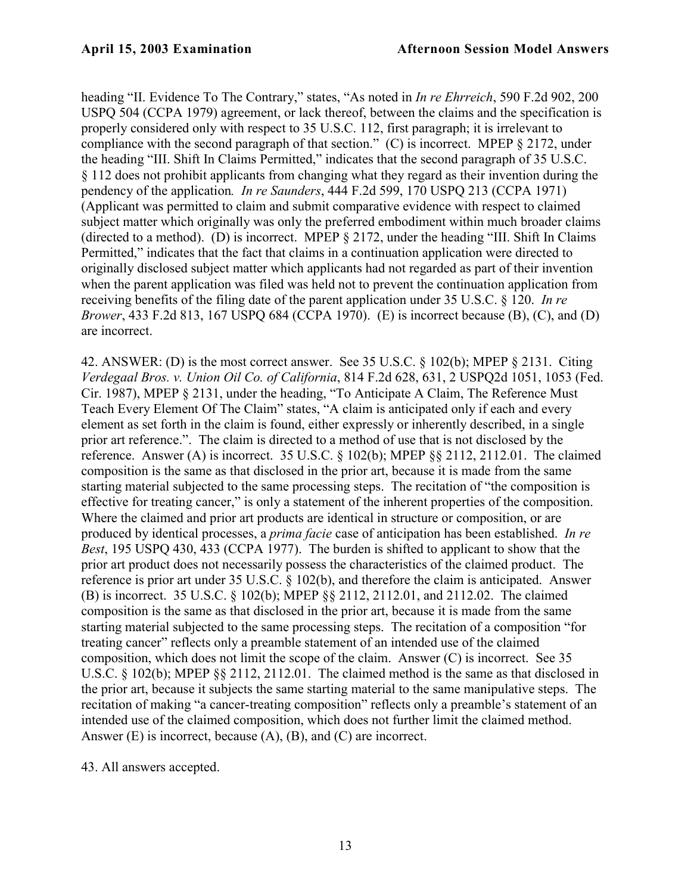heading "II. Evidence To The Contrary," states, "As noted in *In re Ehrreich*, 590 F.2d 902, 200 USPQ 504 (CCPA 1979) agreement, or lack thereof, between the claims and the specification is properly considered only with respect to 35 U.S.C. 112, first paragraph; it is irrelevant to compliance with the second paragraph of that section." (C) is incorrect. MPEP § 2172, under the heading "III. Shift In Claims Permitted," indicates that the second paragraph of 35 U.S.C. § 112 does not prohibit applicants from changing what they regard as their invention during the pendency of the application*. In re Saunders*, 444 F.2d 599, 170 USPQ 213 (CCPA 1971) (Applicant was permitted to claim and submit comparative evidence with respect to claimed subject matter which originally was only the preferred embodiment within much broader claims (directed to a method). (D) is incorrect. MPEP § 2172, under the heading "III. Shift In Claims Permitted," indicates that the fact that claims in a continuation application were directed to originally disclosed subject matter which applicants had not regarded as part of their invention when the parent application was filed was held not to prevent the continuation application from receiving benefits of the filing date of the parent application under 35 U.S.C. § 120. *In re Brower*, 433 F.2d 813, 167 USPQ 684 (CCPA 1970). (E) is incorrect because (B), (C), and (D) are incorrect.

42. ANSWER: (D) is the most correct answer. See 35 U.S.C. § 102(b); MPEP § 2131. Citing *Verdegaal Bros. v. Union Oil Co. of California*, 814 F.2d 628, 631, 2 USPQ2d 1051, 1053 (Fed. Cir. 1987), MPEP § 2131, under the heading, "To Anticipate A Claim, The Reference Must Teach Every Element Of The Claim" states, "A claim is anticipated only if each and every element as set forth in the claim is found, either expressly or inherently described, in a single prior art reference.". The claim is directed to a method of use that is not disclosed by the reference. Answer (A) is incorrect. 35 U.S.C. § 102(b); MPEP §§ 2112, 2112.01. The claimed composition is the same as that disclosed in the prior art, because it is made from the same starting material subjected to the same processing steps. The recitation of "the composition is effective for treating cancer," is only a statement of the inherent properties of the composition. Where the claimed and prior art products are identical in structure or composition, or are produced by identical processes, a *prima facie* case of anticipation has been established. *In re Best*, 195 USPQ 430, 433 (CCPA 1977). The burden is shifted to applicant to show that the prior art product does not necessarily possess the characteristics of the claimed product. The reference is prior art under 35 U.S.C. § 102(b), and therefore the claim is anticipated. Answer (B) is incorrect. 35 U.S.C. § 102(b); MPEP §§ 2112, 2112.01, and 2112.02. The claimed composition is the same as that disclosed in the prior art, because it is made from the same starting material subjected to the same processing steps. The recitation of a composition "for treating cancer" reflects only a preamble statement of an intended use of the claimed composition, which does not limit the scope of the claim. Answer (C) is incorrect. See 35 U.S.C. § 102(b); MPEP §§ 2112, 2112.01. The claimed method is the same as that disclosed in the prior art, because it subjects the same starting material to the same manipulative steps. The recitation of making "a cancer-treating composition" reflects only a preamble's statement of an intended use of the claimed composition, which does not further limit the claimed method. Answer (E) is incorrect, because (A), (B), and (C) are incorrect.

43. All answers accepted.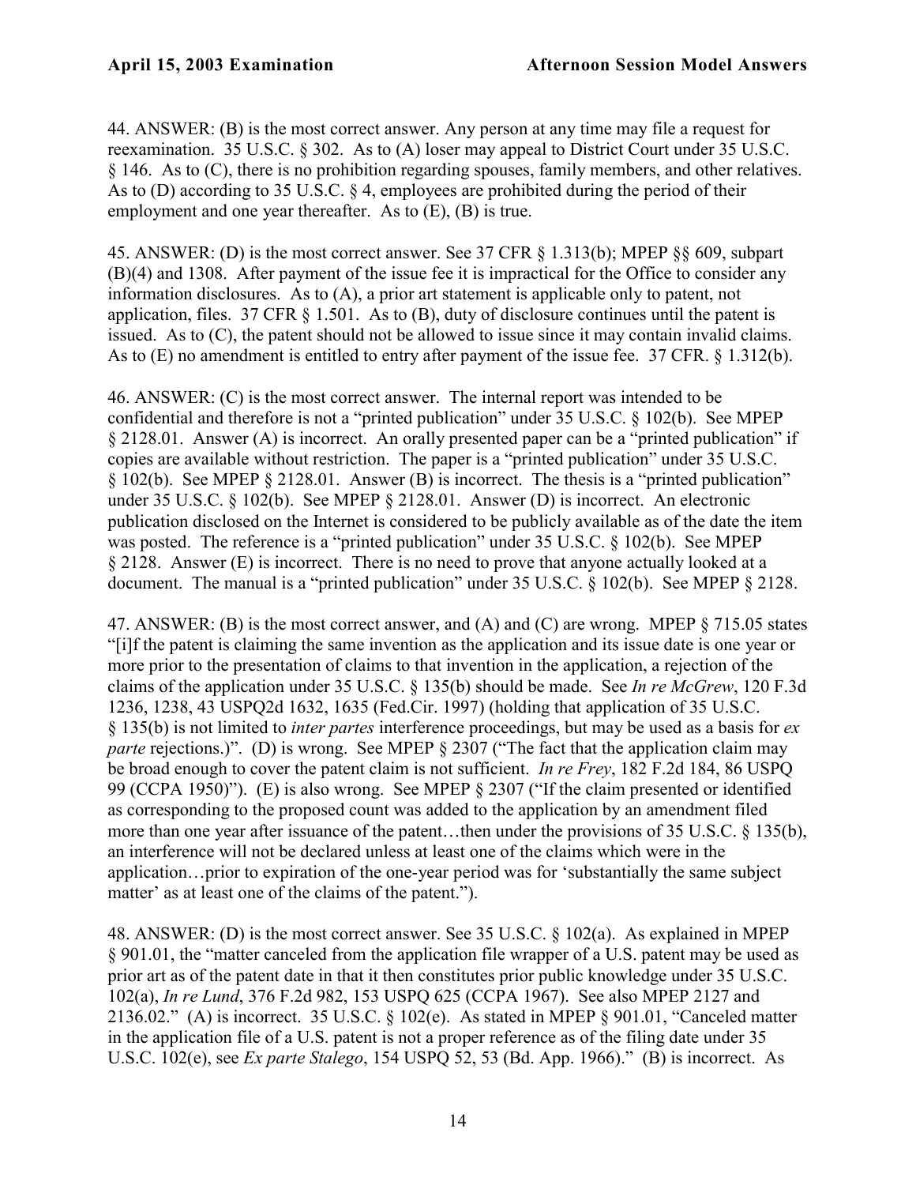44. ANSWER: (B) is the most correct answer. Any person at any time may file a request for reexamination. 35 U.S.C. § 302. As to (A) loser may appeal to District Court under 35 U.S.C. § 146. As to (C), there is no prohibition regarding spouses, family members, and other relatives. As to (D) according to 35 U.S.C. § 4, employees are prohibited during the period of their employment and one year thereafter. As to (E), (B) is true.

45. ANSWER: (D) is the most correct answer. See 37 CFR § 1.313(b); MPEP §§ 609, subpart (B)(4) and 1308. After payment of the issue fee it is impractical for the Office to consider any information disclosures. As to (A), a prior art statement is applicable only to patent, not application, files. 37 CFR § 1.501. As to (B), duty of disclosure continues until the patent is issued. As to (C), the patent should not be allowed to issue since it may contain invalid claims. As to (E) no amendment is entitled to entry after payment of the issue fee. 37 CFR. § 1.312(b).

46. ANSWER: (C) is the most correct answer. The internal report was intended to be confidential and therefore is not a "printed publication" under 35 U.S.C. § 102(b). See MPEP § 2128.01. Answer (A) is incorrect. An orally presented paper can be a "printed publication" if copies are available without restriction. The paper is a "printed publication" under 35 U.S.C. § 102(b). See MPEP § 2128.01. Answer (B) is incorrect. The thesis is a "printed publication" under 35 U.S.C. § 102(b). See MPEP § 2128.01. Answer (D) is incorrect. An electronic publication disclosed on the Internet is considered to be publicly available as of the date the item was posted. The reference is a "printed publication" under 35 U.S.C. § 102(b). See MPEP § 2128. Answer (E) is incorrect. There is no need to prove that anyone actually looked at a document. The manual is a "printed publication" under 35 U.S.C. § 102(b). See MPEP § 2128.

47. ANSWER: (B) is the most correct answer, and (A) and (C) are wrong. MPEP § 715.05 states "[i]f the patent is claiming the same invention as the application and its issue date is one year or more prior to the presentation of claims to that invention in the application, a rejection of the claims of the application under 35 U.S.C. § 135(b) should be made. See *In re McGrew*, 120 F.3d 1236, 1238, 43 USPQ2d 1632, 1635 (Fed.Cir. 1997) (holding that application of 35 U.S.C. § 135(b) is not limited to *inter partes* interference proceedings, but may be used as a basis for *ex parte* rejections.)". (D) is wrong. See MPEP § 2307 ("The fact that the application claim may be broad enough to cover the patent claim is not sufficient. *In re Frey*, 182 F.2d 184, 86 USPQ 99 (CCPA 1950)"). (E) is also wrong. See MPEP § 2307 ("If the claim presented or identified as corresponding to the proposed count was added to the application by an amendment filed more than one year after issuance of the patent…then under the provisions of 35 U.S.C. § 135(b), an interference will not be declared unless at least one of the claims which were in the application…prior to expiration of the one-year period was for 'substantially the same subject matter' as at least one of the claims of the patent.").

48. ANSWER: (D) is the most correct answer. See 35 U.S.C. § 102(a). As explained in MPEP § 901.01, the "matter canceled from the application file wrapper of a U.S. patent may be used as prior art as of the patent date in that it then constitutes prior public knowledge under 35 U.S.C. 102(a), *In re Lund*, 376 F.2d 982, 153 USPQ 625 (CCPA 1967). See also MPEP 2127 and 2136.02." (A) is incorrect. 35 U.S.C. § 102(e). As stated in MPEP § 901.01, "Canceled matter in the application file of a U.S. patent is not a proper reference as of the filing date under 35 U.S.C. 102(e), see *Ex parte Stalego*, 154 USPQ 52, 53 (Bd. App. 1966)." (B) is incorrect. As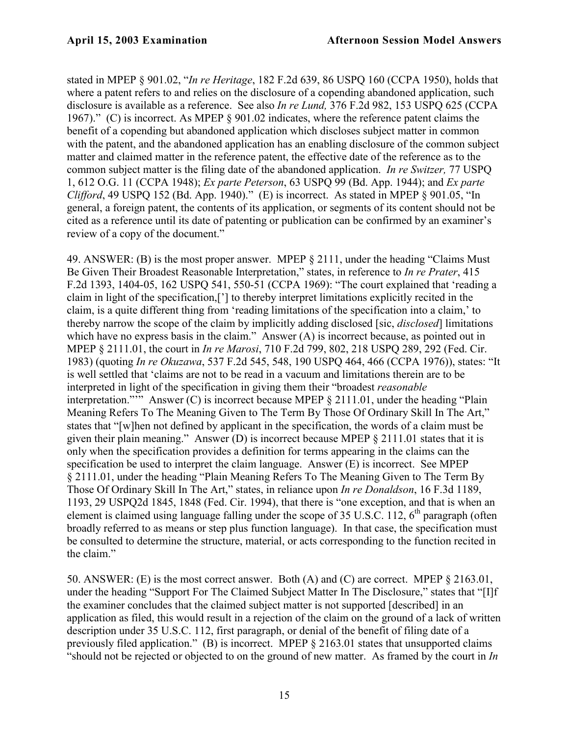stated in MPEP § 901.02, "*In re Heritage*, 182 F.2d 639, 86 USPQ 160 (CCPA 1950), holds that where a patent refers to and relies on the disclosure of a copending abandoned application, such disclosure is available as a reference. See also *In re Lund,* 376 F.2d 982, 153 USPQ 625 (CCPA 1967)." (C) is incorrect. As MPEP § 901.02 indicates, where the reference patent claims the benefit of a copending but abandoned application which discloses subject matter in common with the patent, and the abandoned application has an enabling disclosure of the common subject matter and claimed matter in the reference patent, the effective date of the reference as to the common subject matter is the filing date of the abandoned application. *In re Switzer,* 77 USPQ 1, 612 O.G. 11 (CCPA 1948); *Ex parte Peterson*, 63 USPQ 99 (Bd. App. 1944); and *Ex parte Clifford*, 49 USPQ 152 (Bd. App. 1940)." (E) is incorrect. As stated in MPEP § 901.05, "In general, a foreign patent, the contents of its application, or segments of its content should not be cited as a reference until its date of patenting or publication can be confirmed by an examiner's review of a copy of the document."

49. ANSWER: (B) is the most proper answer. MPEP § 2111, under the heading "Claims Must Be Given Their Broadest Reasonable Interpretation," states, in reference to *In re Prater*, 415 F.2d 1393, 1404-05, 162 USPQ 541, 550-51 (CCPA 1969): "The court explained that 'reading a claim in light of the specification,['] to thereby interpret limitations explicitly recited in the claim, is a quite different thing from 'reading limitations of the specification into a claim,' to thereby narrow the scope of the claim by implicitly adding disclosed [sic, *disclosed*] limitations which have no express basis in the claim." Answer (A) is incorrect because, as pointed out in MPEP § 2111.01, the court in *In re Marosi*, 710 F.2d 799, 802, 218 USPQ 289, 292 (Fed. Cir. 1983) (quoting *In re Okuzawa*, 537 F.2d 545, 548, 190 USPQ 464, 466 (CCPA 1976)), states: "It is well settled that 'claims are not to be read in a vacuum and limitations therein are to be interpreted in light of the specification in giving them their "broadest *reasonable* interpretation."'" Answer (C) is incorrect because MPEP § 2111.01, under the heading "Plain Meaning Refers To The Meaning Given to The Term By Those Of Ordinary Skill In The Art," states that "[w]hen not defined by applicant in the specification, the words of a claim must be given their plain meaning." Answer (D) is incorrect because MPEP § 2111.01 states that it is only when the specification provides a definition for terms appearing in the claims can the specification be used to interpret the claim language. Answer (E) is incorrect. See MPEP § 2111.01, under the heading "Plain Meaning Refers To The Meaning Given to The Term By Those Of Ordinary Skill In The Art," states, in reliance upon *In re Donaldson*, 16 F.3d 1189, 1193, 29 USPQ2d 1845, 1848 (Fed. Cir. 1994), that there is "one exception, and that is when an element is claimed using language falling under the scope of 35 U.S.C. 112, 6th paragraph (often broadly referred to as means or step plus function language). In that case, the specification must be consulted to determine the structure, material, or acts corresponding to the function recited in the claim."

50. ANSWER: (E) is the most correct answer. Both (A) and (C) are correct. MPEP § 2163.01, under the heading "Support For The Claimed Subject Matter In The Disclosure," states that "[I]f the examiner concludes that the claimed subject matter is not supported [described] in an application as filed, this would result in a rejection of the claim on the ground of a lack of written description under 35 U.S.C. 112, first paragraph, or denial of the benefit of filing date of a previously filed application." (B) is incorrect. MPEP § 2163.01 states that unsupported claims "should not be rejected or objected to on the ground of new matter. As framed by the court in *In*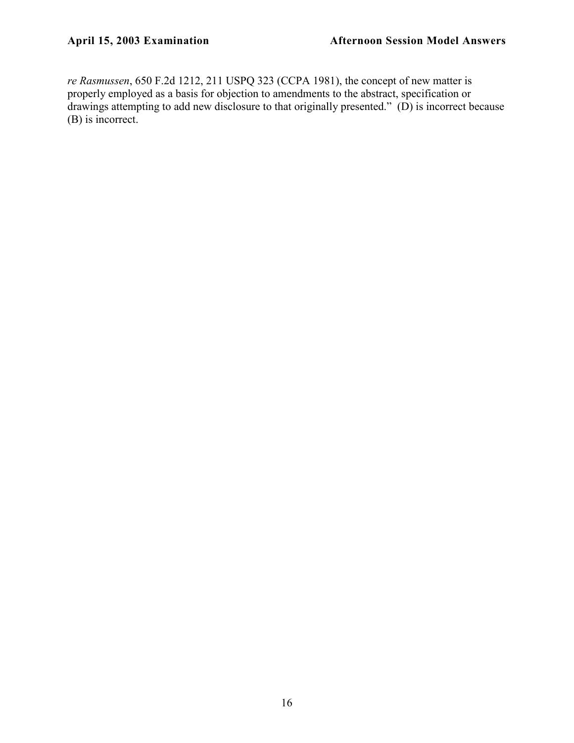*re Rasmussen*, 650 F.2d 1212, 211 USPQ 323 (CCPA 1981), the concept of new matter is properly employed as a basis for objection to amendments to the abstract, specification or drawings attempting to add new disclosure to that originally presented." (D) is incorrect because (B) is incorrect.